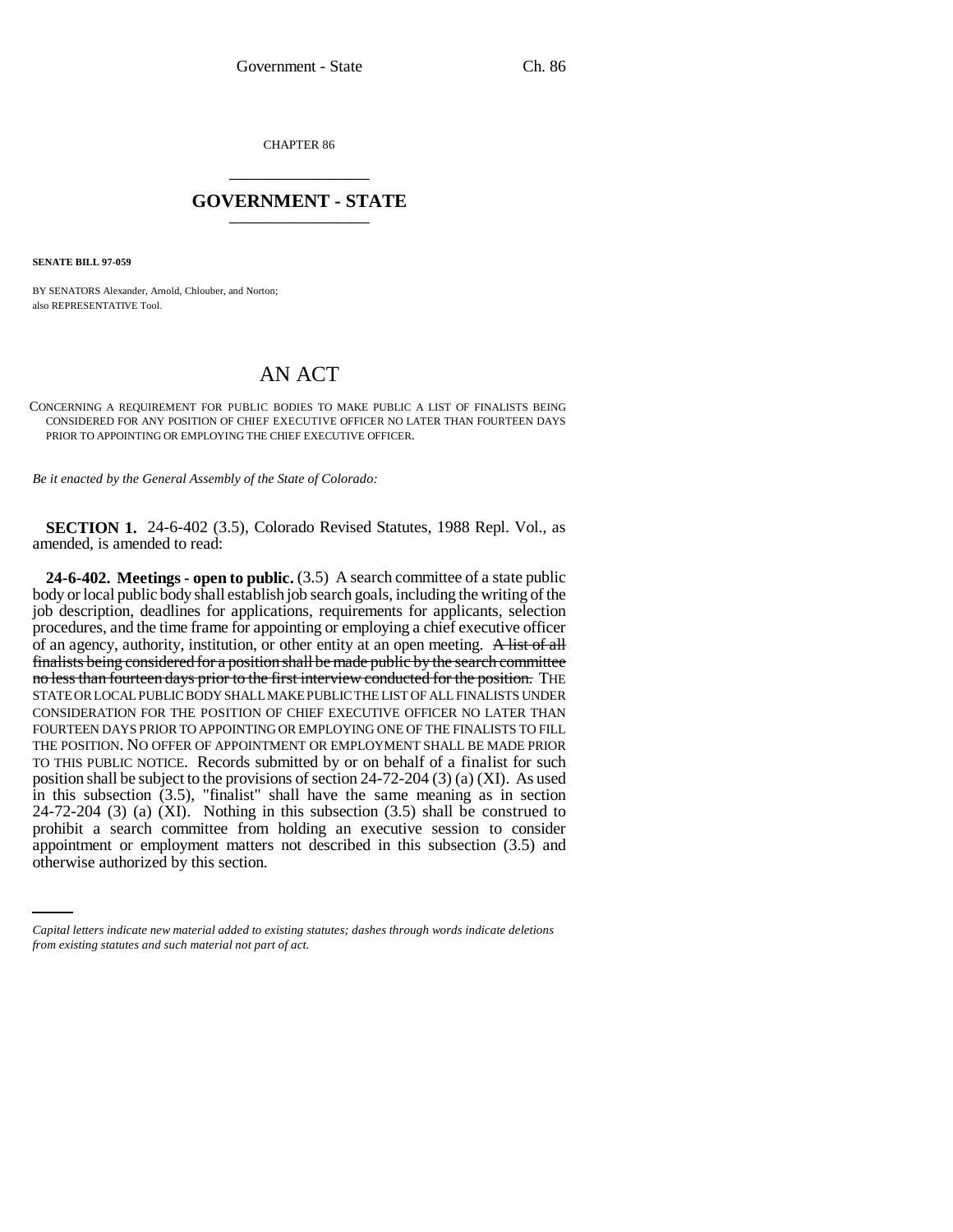CHAPTER 86

# GOVERNMENT - STATE

**SENATE BILL 97-059**

BY SENATORS Alexander, Arnold, Chlouber, and Norton;
also REPRESENTATIVE Tool.

## AN ACT

CONCERNING A REQUIREMENT FOR PUBLIC BODIES TO MAKE PUBLIC A LIST OF FINALISTS BEING CONSIDERED FOR ANY POSITION OF CHIEF EXECUTIVE OFFICER NO LATER THAN FOURTEEN DAYS PRIOR TO APPOINTING OR EMPLOYING THE CHIEF EXECUTIVE OFFICER.

*Be it enacted by the General Assembly of the State of Colorado:*

**SECTION 1.** 24-6-402 (3.5), Colorado Revised Statutes, 1988 Repl. Vol., as amended, is amended to read:

**24-6-402. Meetings - open to public.** (3.5) A search committee of a state public body or local public body shall establish job search goals, including the writing of the job description, deadlines for applications, requirements for applicants, selection procedures, and the time frame for appointing or employing a chief executive officer of an agency, authority, institution, or other entity at an open meeting. ~~A list of all finalists being considered for a position shall be made public by the search committee no less than fourteen days prior to the first interview conducted for the position.~~ THE STATE OR LOCAL PUBLIC BODY SHALL MAKE PUBLIC THE LIST OF ALL FINALISTS UNDER CONSIDERATION FOR THE POSITION OF CHIEF EXECUTIVE OFFICER NO LATER THAN FOURTEEN DAYS PRIOR TO APPOINTING OR EMPLOYING ONE OF THE FINALISTS TO FILL THE POSITION. NO OFFER OF APPOINTMENT OR EMPLOYMENT SHALL BE MADE PRIOR TO THIS PUBLIC NOTICE. Records submitted by or on behalf of a finalist for such position shall be subject to the provisions of section 24-72-204 (3) (a) (XI). As used in this subsection (3.5), "finalist" shall have the same meaning as in section 24-72-204 (3) (a) (XI). Nothing in this subsection (3.5) shall be construed to prohibit a search committee from holding an executive session to consider appointment or employment matters not described in this subsection (3.5) and otherwise authorized by this section.

*Capital letters indicate new material added to existing statutes; dashes through words indicate deletions from existing statutes and such material not part of act.*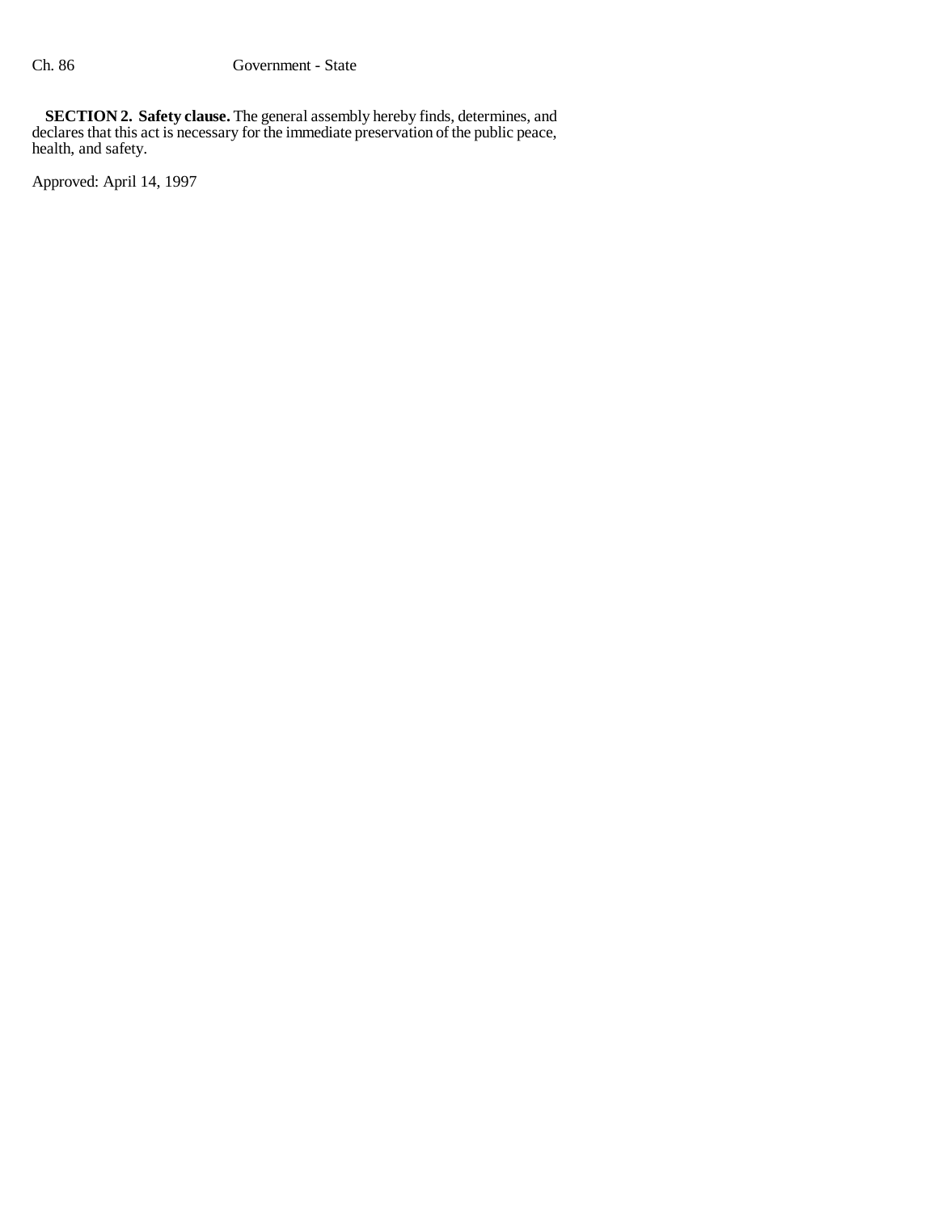**SECTION 2. Safety clause.** The general assembly hereby finds, determines, and declares that this act is necessary for the immediate preservation of the public peace, health, and safety.

Approved: April 14, 1997